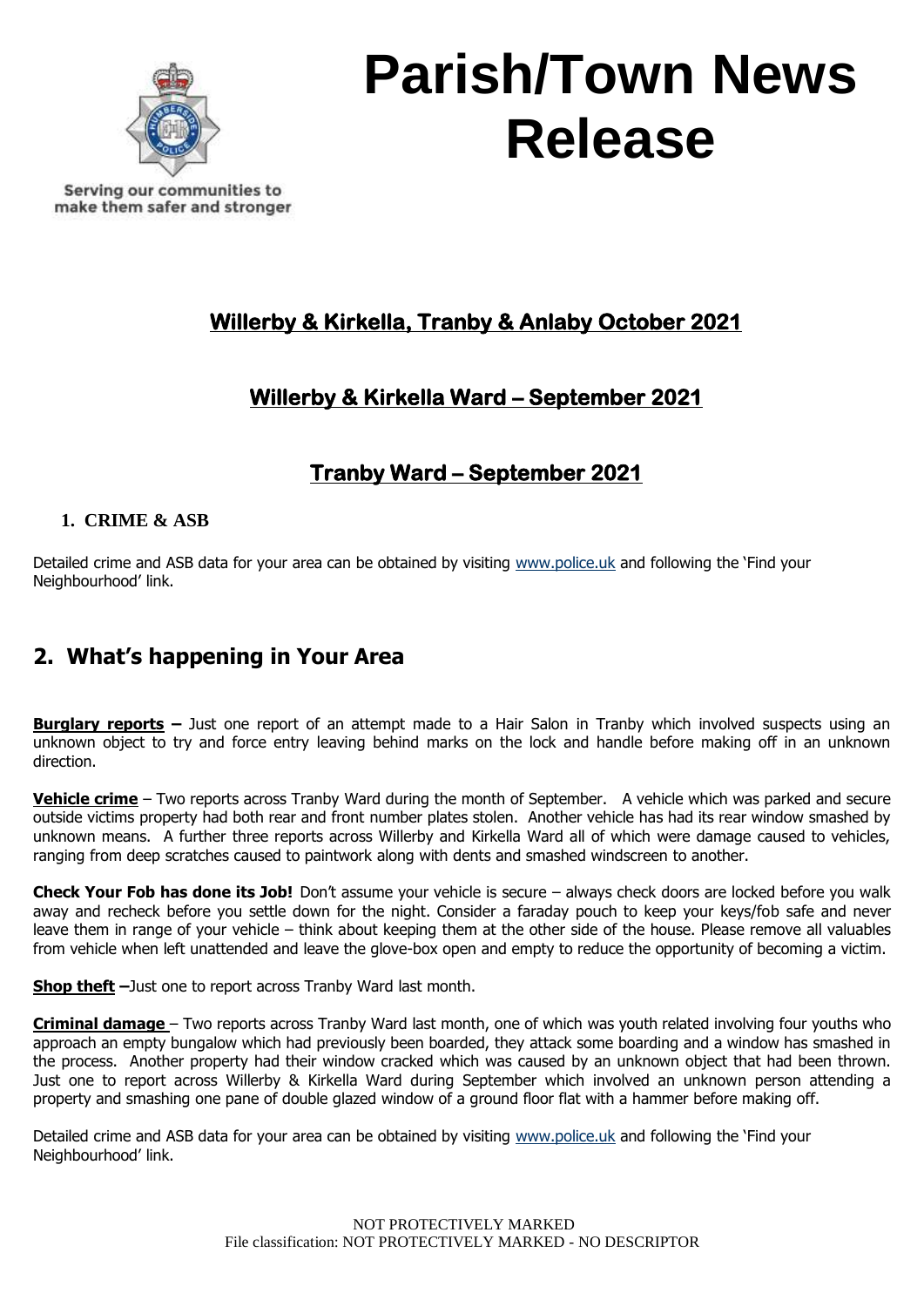Serving our communities to make them safer and stronger

# Parish/Town News Release

## Willerby & Kirkella, Tranby & Anlaby October 2021

## Willerby & Kirkella Ward – September 2021

## Tranby Ward – September 2021

### 1. CRIME & ASB

Detailed crime and ASB data for your area can be obtained by visiting www.police.uk and following the 'Find your Neighbourhood' link.

## 2. What's happening in Your Area

**Burglary reports –** Just one report of an attempt made to a Hair Salon in Tranby which involved suspects using an unknown object to try and force entry leaving behind marks on the lock and handle before making off in an unknown direction.

**Vehicle crime** – Two reports across Tranby Ward during the month of September. A vehicle which was parked and secure outside victims property had both rear and front number plates stolen. Another vehicle has had its rear window smashed by unknown means. A further three reports across Willerby and Kirkella Ward all of which were damage caused to vehicles, ranging from deep scratches caused to paintwork along with dents and smashed windscreen to another.

**Check Your Fob has done its Job!** Don't assume your vehicle is secure – always check doors are locked before you walk away and recheck before you settle down for the night. Consider a faraday pouch to keep your keys/fob safe and never leave them in range of your vehicle – think about keeping them at the other side of the house. Please remove all valuables from vehicle when left unattended and leave the glove-box open and empty to reduce the opportunity of becoming a victim.

**Shop theft –**Just one to report across Tranby Ward last month.

**Criminal damage** – Two reports across Tranby Ward last month, one of which was youth related involving four youths who approach an empty bungalow which had previously been boarded, they attack some boarding and a window has smashed in the process. Another property had their window cracked which was caused by an unknown object that had been thrown. Just one to report across Willerby & Kirkella Ward during September which involved an unknown person attending a property and smashing one pane of double glazed window of a ground floor flat with a hammer before making off.

Detailed crime and ASB data for your area can be obtained by visiting www.police.uk and following the 'Find your Neighbourhood' link.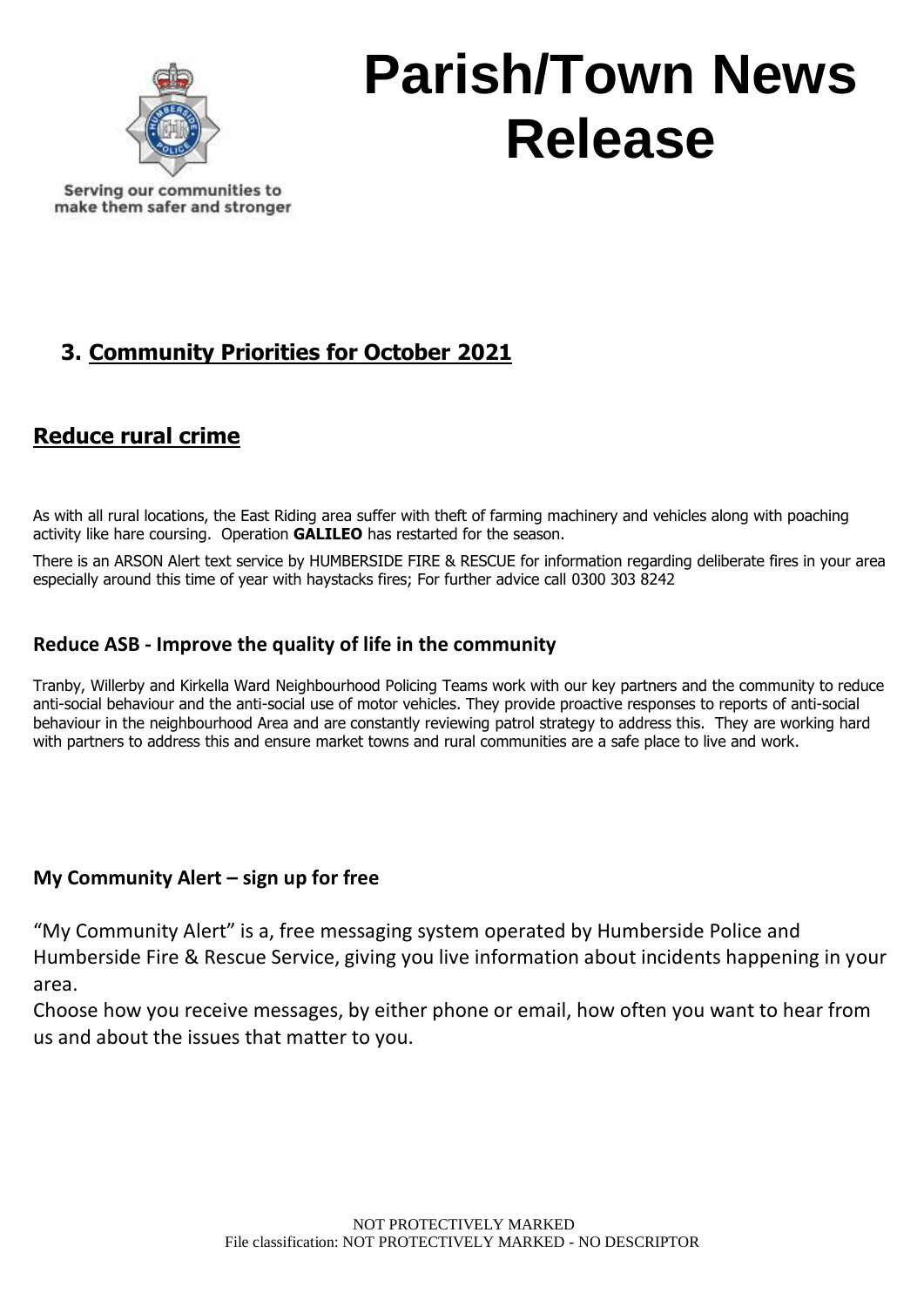Serving our communities to make them safer and stronger

# Parish/Town News Release

## 3. Community Priorities for October 2021

## Reduce rural crime

As with all rural locations, the East Riding area suffer with theft of farming machinery and vehicles along with poaching activity like hare coursing. Operation **GALILEO** has restarted for the season.

There is an ARSON Alert text service by HUMBERSIDE FIRE & RESCUE for information regarding deliberate fires in your area especially around this time of year with haystacks fires; For further advice call 0300 303 8242

### Reduce ASB - Improve the quality of life in the community

Tranby, Willerby and Kirkella Ward Neighbourhood Policing Teams work with our key partners and the community to reduce anti-social behaviour and the anti-social use of motor vehicles. They provide proactive responses to reports of anti-social behaviour in the neighbourhood Area and are constantly reviewing patrol strategy to address this. They are working hard with partners to address this and ensure market towns and rural communities are a safe place to live and work.

### My Community Alert – sign up for free

"My Community Alert" is a, free messaging system operated by Humberside Police and Humberside Fire & Rescue Service, giving you live information about incidents happening in your area.

Choose how you receive messages, by either phone or email, how often you want to hear from us and about the issues that matter to you.

NOT PROTECTIVELY MARKED
File classification: NOT PROTECTIVELY MARKED - NO DESCRIPTOR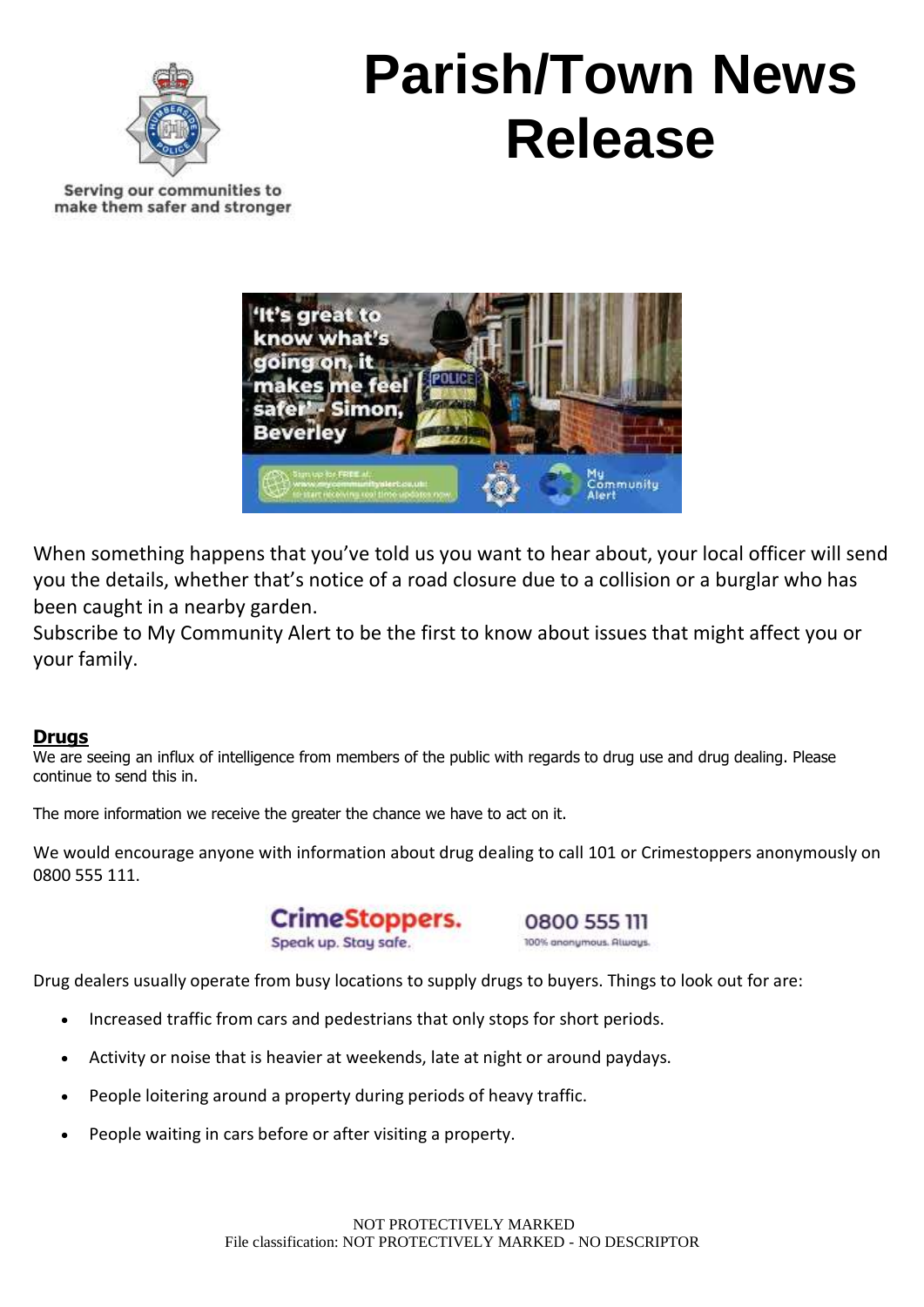# Parish/Town News Release

Serving our communities to make them safer and stronger

When something happens that you've told us you want to hear about, your local officer will send you the details, whether that's notice of a road closure due to a collision or a burglar who has been caught in a nearby garden.

Subscribe to My Community Alert to be the first to know about issues that might affect you or your family.

## Drugs

We are seeing an influx of intelligence from members of the public with regards to drug use and drug dealing. Please continue to send this in.

The more information we receive the greater the chance we have to act on it.

We would encourage anyone with information about drug dealing to call 101 or Crimestoppers anonymously on 0800 555 111.

CrimeStoppers. Speak up. Stay safe. 0800 555 111 100% anonymous. Always.

Drug dealers usually operate from busy locations to supply drugs to buyers. Things to look out for are:

- Increased traffic from cars and pedestrians that only stops for short periods.
- Activity or noise that is heavier at weekends, late at night or around paydays.
- People loitering around a property during periods of heavy traffic.
- People waiting in cars before or after visiting a property.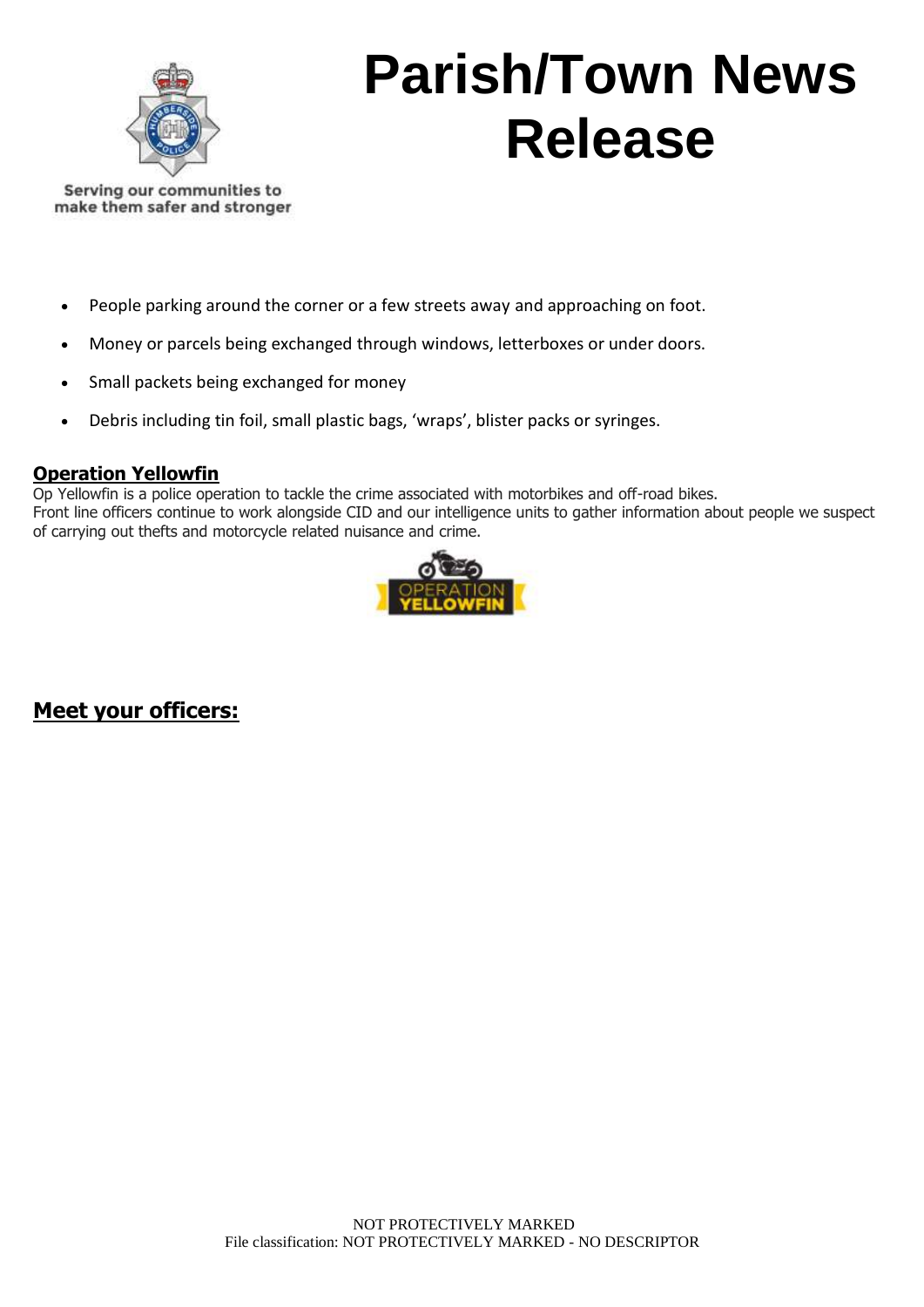# Parish/Town News Release

Serving our communities to make them safer and stronger

- People parking around the corner or a few streets away and approaching on foot.
- Money or parcels being exchanged through windows, letterboxes or under doors.
- Small packets being exchanged for money
- Debris including tin foil, small plastic bags, 'wraps', blister packs or syringes.

## Operation Yellowfin

Op Yellowfin is a police operation to tackle the crime associated with motorbikes and off-road bikes.
Front line officers continue to work alongside CID and our intelligence units to gather information about people we suspect of carrying out thefts and motorcycle related nuisance and crime.

## Meet your officers:

NOT PROTECTIVELY MARKED
File classification: NOT PROTECTIVELY MARKED - NO DESCRIPTOR